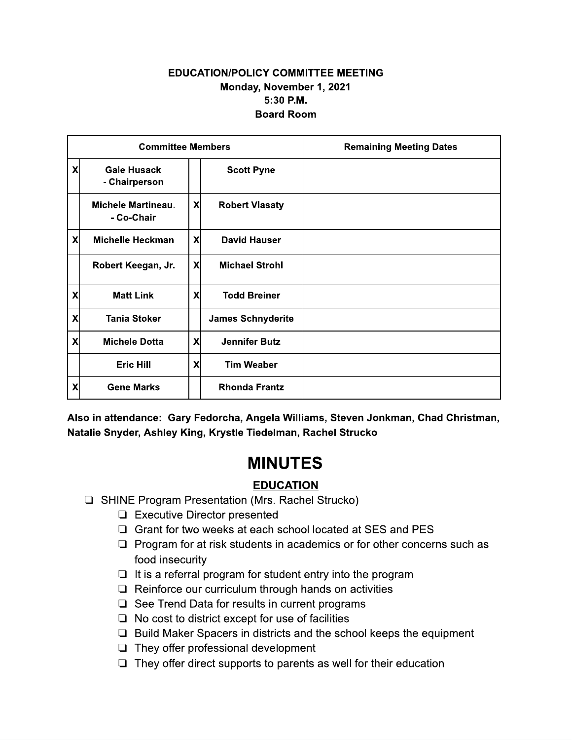**EDUCATION/POLICY COMMITTEE MEETING**
**Monday, November 1, 2021**
**5:30 P.M.**
**Board Room**

| Committee Members | | | | Remaining Meeting Dates |
|---|---|---|---|---|
| X | Gale Husack - Chairperson | | Scott Pyne | |
| | Michele Martineau. - Co-Chair | X | Robert Vlasaty | |
| X | Michelle Heckman | X | David Hauser | |
| | Robert Keegan, Jr. | X | Michael Strohl | |
| X | Matt Link | X | Todd Breiner | |
| X | Tania Stoker | | James Schnyderite | |
| X | Michele Dotta | X | Jennifer Butz | |
| | Eric Hill | X | Tim Weaber | |
| X | Gene Marks | | Rhonda Frantz | |

**Also in attendance: Gary Fedorcha, Angela Williams, Steven Jonkman, Chad Christman, Natalie Snyder, Ashley King, Krystle Tiedelman, Rachel Strucko**

# MINUTES

## EDUCATION

- SHINE Program Presentation (Mrs. Rachel Strucko)
  - Executive Director presented
  - Grant for two weeks at each school located at SES and PES
  - Program for at risk students in academics or for other concerns such as food insecurity
  - It is a referral program for student entry into the program
  - Reinforce our curriculum through hands on activities
  - See Trend Data for results in current programs
  - No cost to district except for use of facilities
  - Build Maker Spacers in districts and the school keeps the equipment
  - They offer professional development
  - They offer direct supports to parents as well for their education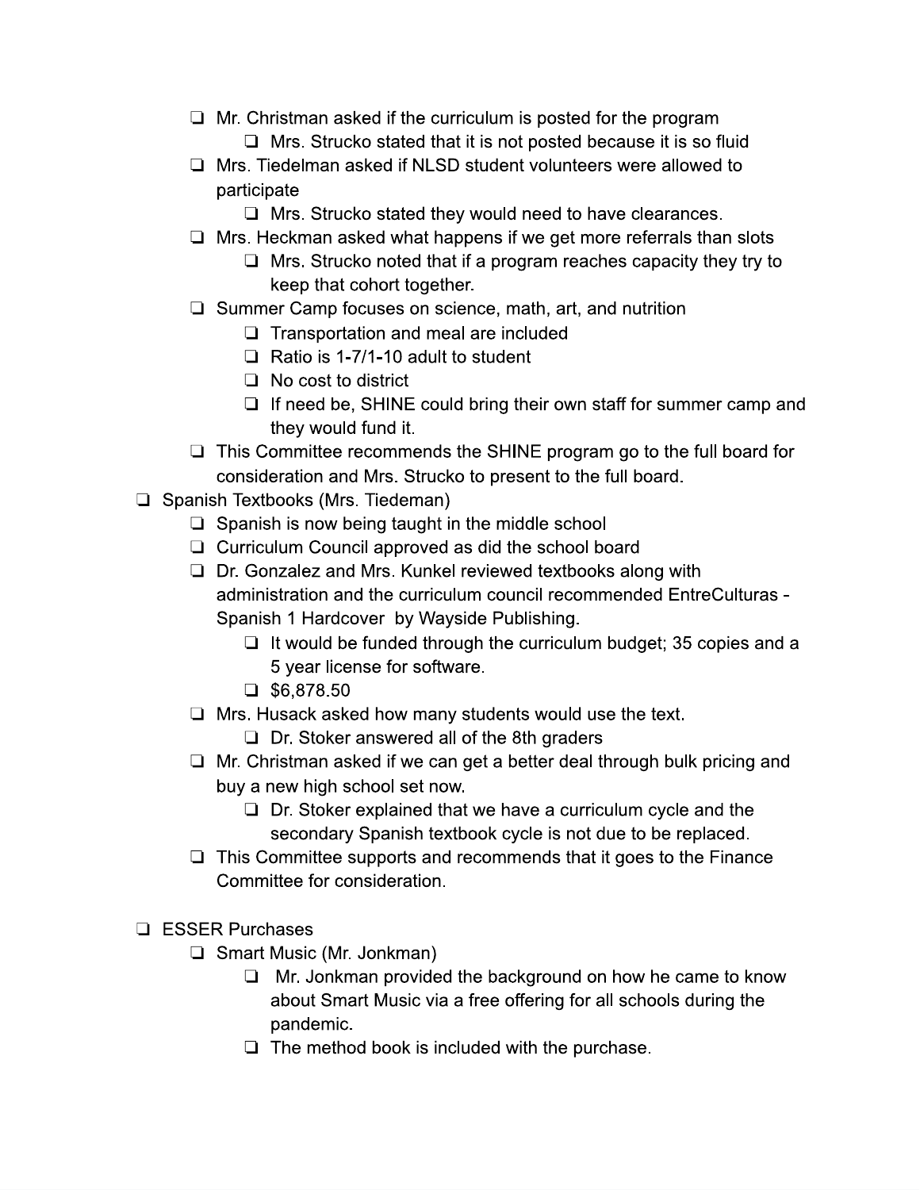- Mr. Christman asked if the curriculum is posted for the program
    - Mrs. Strucko stated that it is not posted because it is so fluid
  - Mrs. Tiedelman asked if NLSD student volunteers were allowed to participate
    - Mrs. Strucko stated they would need to have clearances.
  - Mrs. Heckman asked what happens if we get more referrals than slots
    - Mrs. Strucko noted that if a program reaches capacity they try to keep that cohort together.
  - Summer Camp focuses on science, math, art, and nutrition
    - Transportation and meal are included
    - Ratio is 1-7/1-10 adult to student
    - No cost to district
    - If need be, SHINE could bring their own staff for summer camp and they would fund it.
  - This Committee recommends the SHINE program go to the full board for consideration and Mrs. Strucko to present to the full board.
- Spanish Textbooks (Mrs. Tiedeman)
  - Spanish is now being taught in the middle school
  - Curriculum Council approved as did the school board
  - Dr. Gonzalez and Mrs. Kunkel reviewed textbooks along with administration and the curriculum council recommended EntreCulturas - Spanish 1 Hardcover by Wayside Publishing.
    - It would be funded through the curriculum budget; 35 copies and a 5 year license for software.
    - $6,878.50
  - Mrs. Husack asked how many students would use the text.
    - Dr. Stoker answered all of the 8th graders
  - Mr. Christman asked if we can get a better deal through bulk pricing and buy a new high school set now.
    - Dr. Stoker explained that we have a curriculum cycle and the secondary Spanish textbook cycle is not due to be replaced.
  - This Committee supports and recommends that it goes to the Finance Committee for consideration.

- ESSER Purchases
  - Smart Music (Mr. Jonkman)
    - Mr. Jonkman provided the background on how he came to know about Smart Music via a free offering for all schools during the pandemic.
    - The method book is included with the purchase.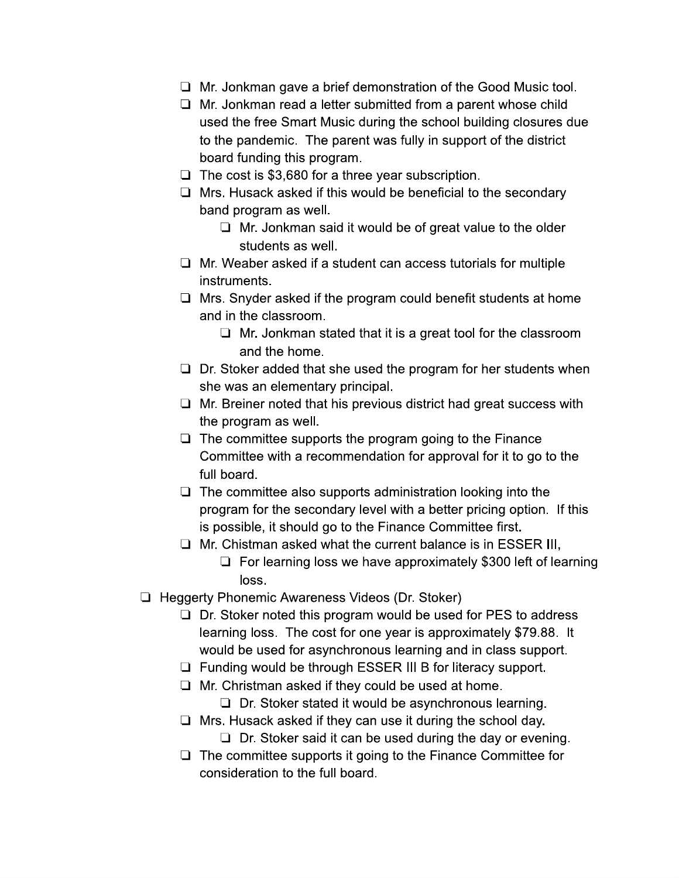- Mr. Jonkman gave a brief demonstration of the Good Music tool.
    - Mr. Jonkman read a letter submitted from a parent whose child used the free Smart Music during the school building closures due to the pandemic. The parent was fully in support of the district board funding this program.
    - The cost is $3,680 for a three year subscription.
    - Mrs. Husack asked if this would be beneficial to the secondary band program as well.
        - Mr. Jonkman said it would be of great value to the older students as well.
    - Mr. Weaber asked if a student can access tutorials for multiple instruments.
    - Mrs. Snyder asked if the program could benefit students at home and in the classroom.
        - Mr. Jonkman stated that it is a great tool for the classroom and the home.
    - Dr. Stoker added that she used the program for her students when she was an elementary principal.
    - Mr. Breiner noted that his previous district had great success with the program as well.
    - The committee supports the program going to the Finance Committee with a recommendation for approval for it to go to the full board.
    - The committee also supports administration looking into the program for the secondary level with a better pricing option. If this is possible, it should go to the Finance Committee first.
    - Mr. Chistman asked what the current balance is in ESSER III,
        - For learning loss we have approximately $300 left of learning loss.
- Heggerty Phonemic Awareness Videos (Dr. Stoker)
    - Dr. Stoker noted this program would be used for PES to address learning loss. The cost for one year is approximately $79.88. It would be used for asynchronous learning and in class support.
    - Funding would be through ESSER III B for literacy support.
    - Mr. Christman asked if they could be used at home.
        - Dr. Stoker stated it would be asynchronous learning.
    - Mrs. Husack asked if they can use it during the school day.
        - Dr. Stoker said it can be used during the day or evening.
    - The committee supports it going to the Finance Committee for consideration to the full board.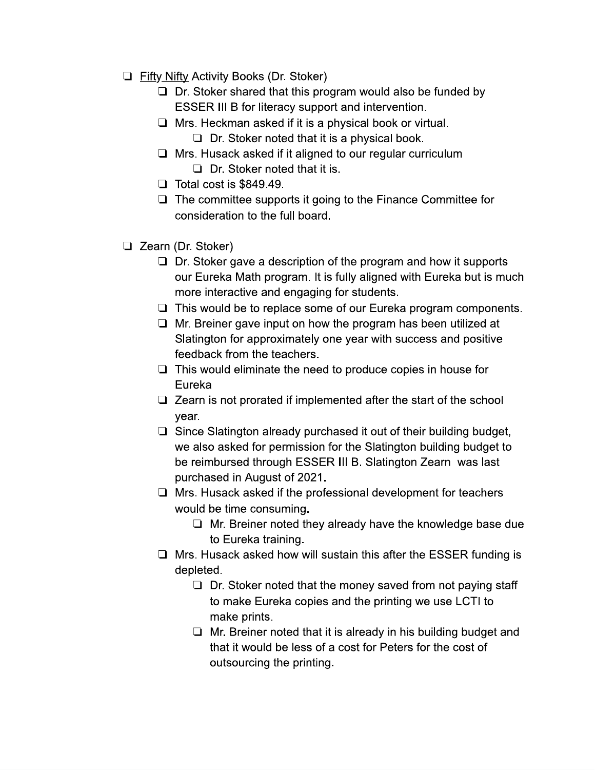- Fifty Nifty Activity Books (Dr. Stoker)
  - Dr. Stoker shared that this program would also be funded by ESSER III B for literacy support and intervention.
  - Mrs. Heckman asked if it is a physical book or virtual.
    - Dr. Stoker noted that it is a physical book.
  - Mrs. Husack asked if it aligned to our regular curriculum
    - Dr. Stoker noted that it is.
  - Total cost is $849.49.
  - The committee supports it going to the Finance Committee for consideration to the full board.

- Zearn (Dr. Stoker)
  - Dr. Stoker gave a description of the program and how it supports our Eureka Math program. It is fully aligned with Eureka but is much more interactive and engaging for students.
  - This would be to replace some of our Eureka program components.
  - Mr. Breiner gave input on how the program has been utilized at Slatington for approximately one year with success and positive feedback from the teachers.
  - This would eliminate the need to produce copies in house for Eureka
  - Zearn is not prorated if implemented after the start of the school year.
  - Since Slatington already purchased it out of their building budget, we also asked for permission for the Slatington building budget to be reimbursed through ESSER III B. Slatington Zearn was last purchased in August of 2021.
  - Mrs. Husack asked if the professional development for teachers would be time consuming.
    - Mr. Breiner noted they already have the knowledge base due to Eureka training.
  - Mrs. Husack asked how will sustain this after the ESSER funding is depleted.
    - Dr. Stoker noted that the money saved from not paying staff to make Eureka copies and the printing we use LCTI to make prints.
    - Mr. Breiner noted that it is already in his building budget and that it would be less of a cost for Peters for the cost of outsourcing the printing.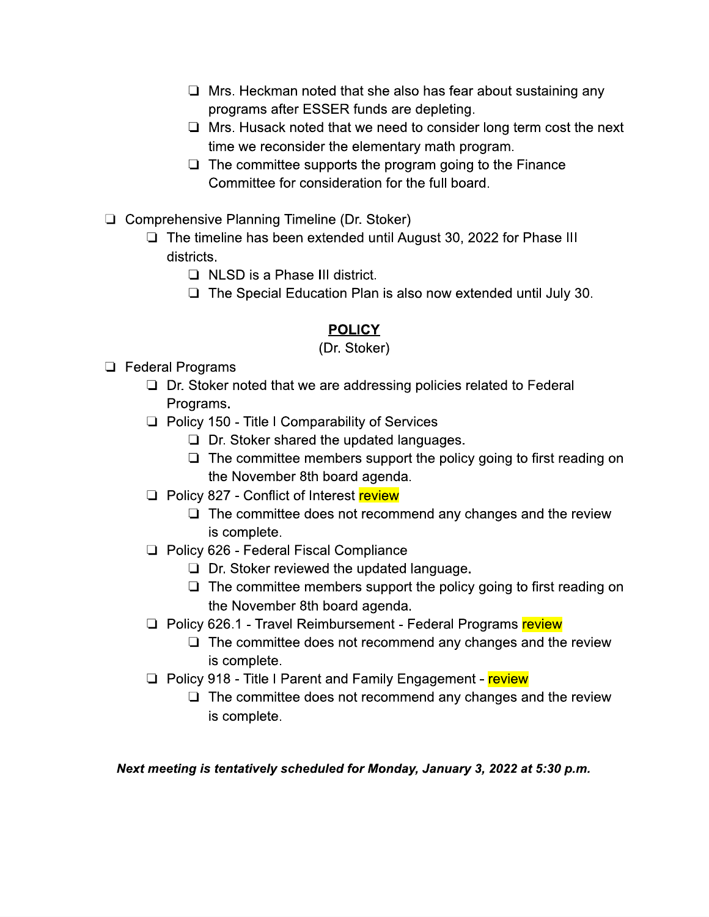- Mrs. Heckman noted that she also has fear about sustaining any programs after ESSER funds are depleting.
- Mrs. Husack noted that we need to consider long term cost the next time we reconsider the elementary math program.
- The committee supports the program going to the Finance Committee for consideration for the full board.

- Comprehensive Planning Timeline (Dr. Stoker)
  - The timeline has been extended until August 30, 2022 for Phase III districts.
    - NLSD is a Phase III district.
    - The Special Education Plan is also now extended until July 30.

## POLICY

(Dr. Stoker)

- Federal Programs
  - Dr. Stoker noted that we are addressing policies related to Federal Programs.
  - Policy 150 - Title I Comparability of Services
    - Dr. Stoker shared the updated languages.
    - The committee members support the policy going to first reading on the November 8th board agenda.
  - Policy 827 - Conflict of Interest review
    - The committee does not recommend any changes and the review is complete.
  - Policy 626 - Federal Fiscal Compliance
    - Dr. Stoker reviewed the updated language.
    - The committee members support the policy going to first reading on the November 8th board agenda.
  - Policy 626.1 - Travel Reimbursement - Federal Programs review
    - The committee does not recommend any changes and the review is complete.
  - Policy 918 - Title I Parent and Family Engagement - review
    - The committee does not recommend any changes and the review is complete.

***Next meeting is tentatively scheduled for Monday, January 3, 2022 at 5:30 p.m.***